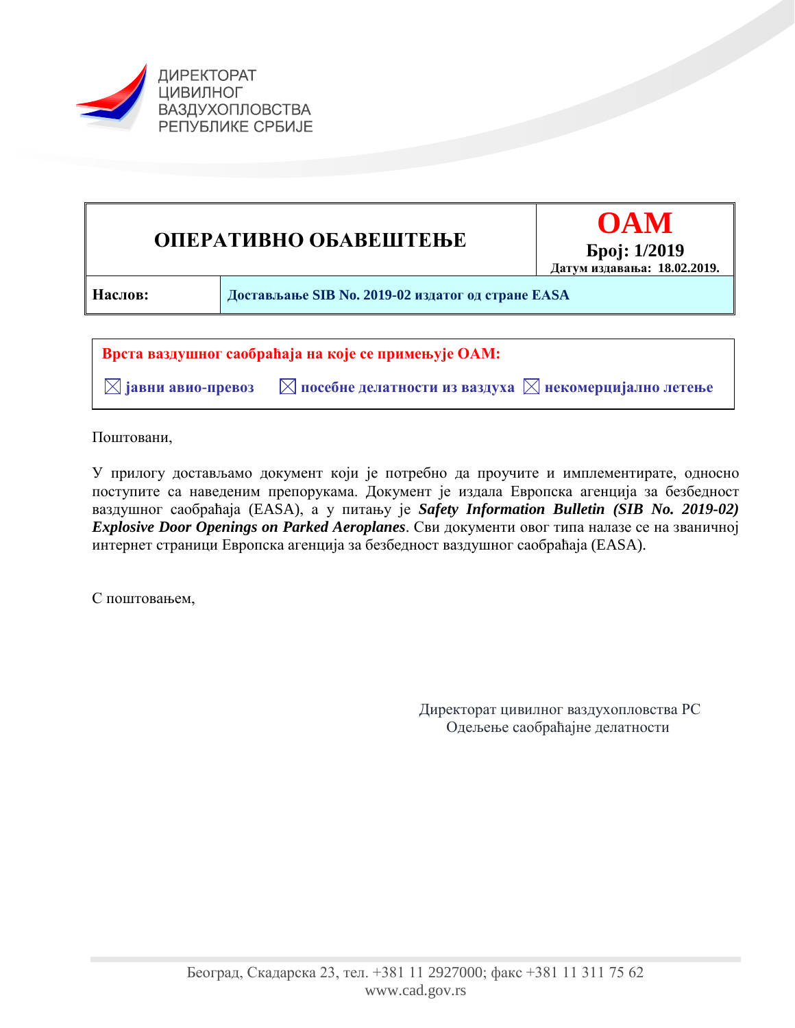ДИРЕКТОРАТ
ЦИВИЛНОГ
ВАЗДУХОПЛОВСТВА
РЕПУБЛИКЕ СРБИЈЕ

| ОПЕРАТИВНО ОБАВЕШТЕЊЕ | **OAM** Број: 1/2019 Датум издавања: 18.02.2019. |
| --- | --- |
| **Наслов:** | **Достављање SIB No. 2019-02 издатог од стране EASA** |

**Врста ваздушног саобраћаја на које се примењује ОАМ:**

☒ **јавни авио-превоз** ☒ **посебне делатности из ваздуха** ☒ **некомерцијално летење**

Поштовани,

У прилогу достављамо документ који је потребно да проучите и имплементирате, односно поступите са наведеним препорукама. Документ је издала Европска агенција за безбедност ваздушног саобраћаја (EASA), а у питању је ***Safety Information Bulletin (SIB No. 2019-02) Explosive Door Openings on Parked Aeroplanes***. Сви документи овог типа налазе се на званичној интернет страници Европска агенција за безбедност ваздушног саобраћаја (EASA).

С поштовањем,

Директорат цивилног ваздухопловства РС
Одељење саобраћајне делатности

Београд, Скадарска 23, тел. +381 11 2927000; факс +381 11 311 75 62
www.cad.gov.rs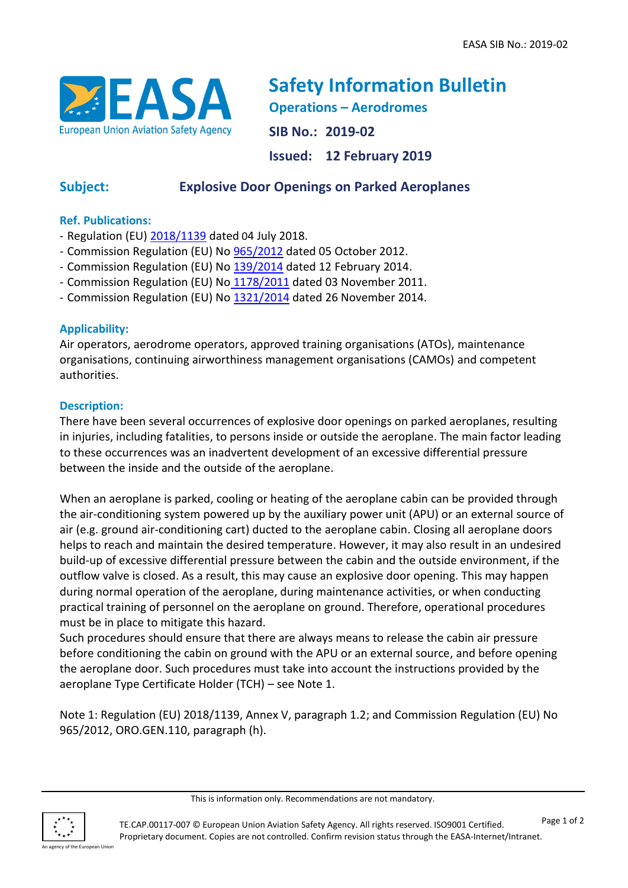# Safety Information Bulletin

**Operations – Aerodromes**

**SIB No.: 2019-02**

**Issued: 12 February 2019**

## Subject: Explosive Door Openings on Parked Aeroplanes

### Ref. Publications:

- Regulation (EU) 2018/1139 dated 04 July 2018.
- Commission Regulation (EU) No 965/2012 dated 05 October 2012.
- Commission Regulation (EU) No 139/2014 dated 12 February 2014.
- Commission Regulation (EU) No 1178/2011 dated 03 November 2011.
- Commission Regulation (EU) No 1321/2014 dated 26 November 2014.

### Applicability:

Air operators, aerodrome operators, approved training organisations (ATOs), maintenance organisations, continuing airworthiness management organisations (CAMOs) and competent authorities.

### Description:

There have been several occurrences of explosive door openings on parked aeroplanes, resulting in injuries, including fatalities, to persons inside or outside the aeroplane. The main factor leading to these occurrences was an inadvertent development of an excessive differential pressure between the inside and the outside of the aeroplane.

When an aeroplane is parked, cooling or heating of the aeroplane cabin can be provided through the air-conditioning system powered up by the auxiliary power unit (APU) or an external source of air (e.g. ground air-conditioning cart) ducted to the aeroplane cabin. Closing all aeroplane doors helps to reach and maintain the desired temperature. However, it may also result in an undesired build-up of excessive differential pressure between the cabin and the outside environment, if the outflow valve is closed. As a result, this may cause an explosive door opening. This may happen during normal operation of the aeroplane, during maintenance activities, or when conducting practical training of personnel on the aeroplane on ground. Therefore, operational procedures must be in place to mitigate this hazard.
Such procedures should ensure that there are always means to release the cabin air pressure before conditioning the cabin on ground with the APU or an external source, and before opening the aeroplane door. Such procedures must take into account the instructions provided by the aeroplane Type Certificate Holder (TCH) – see Note 1.

Note 1: Regulation (EU) 2018/1139, Annex V, paragraph 1.2; and Commission Regulation (EU) No 965/2012, ORO.GEN.110, paragraph (h).

This is information only. Recommendations are not mandatory.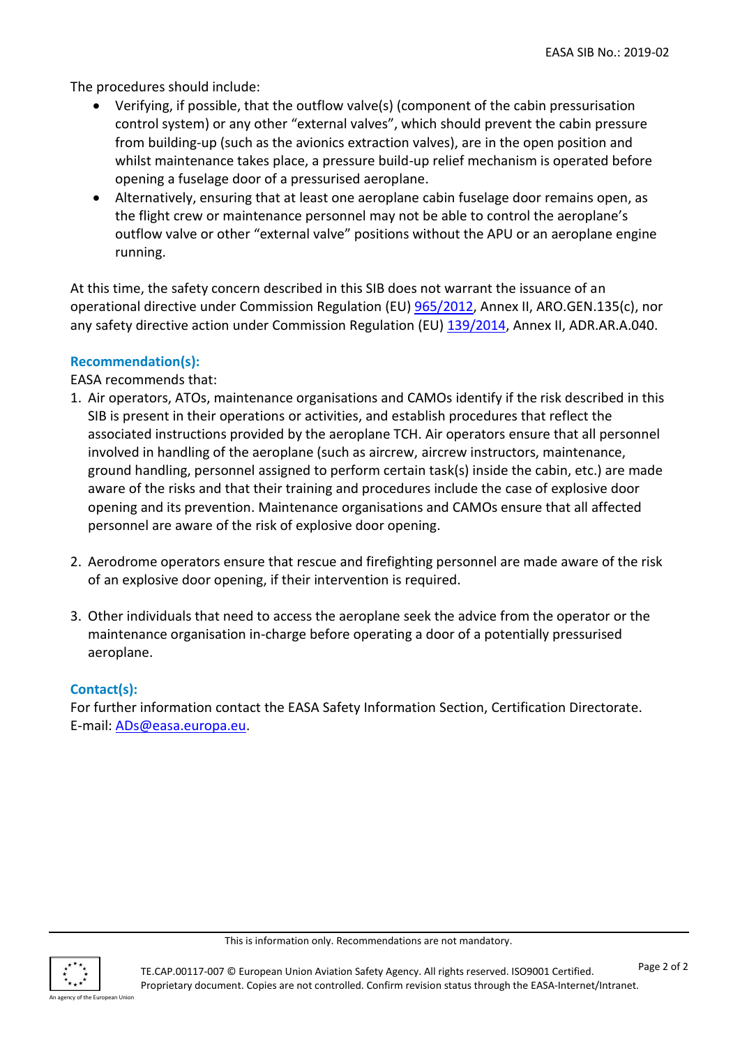The procedures should include:

- Verifying, if possible, that the outflow valve(s) (component of the cabin pressurisation control system) or any other "external valves", which should prevent the cabin pressure from building-up (such as the avionics extraction valves), are in the open position and whilst maintenance takes place, a pressure build-up relief mechanism is operated before opening a fuselage door of a pressurised aeroplane.
- Alternatively, ensuring that at least one aeroplane cabin fuselage door remains open, as the flight crew or maintenance personnel may not be able to control the aeroplane's outflow valve or other "external valve" positions without the APU or an aeroplane engine running.

At this time, the safety concern described in this SIB does not warrant the issuance of an operational directive under Commission Regulation (EU) 965/2012, Annex II, ARO.GEN.135(c), nor any safety directive action under Commission Regulation (EU) 139/2014, Annex II, ADR.AR.A.040.

## Recommendation(s):

EASA recommends that:

1. Air operators, ATOs, maintenance organisations and CAMOs identify if the risk described in this SIB is present in their operations or activities, and establish procedures that reflect the associated instructions provided by the aeroplane TCH. Air operators ensure that all personnel involved in handling of the aeroplane (such as aircrew, aircrew instructors, maintenance, ground handling, personnel assigned to perform certain task(s) inside the cabin, etc.) are made aware of the risks and that their training and procedures include the case of explosive door opening and its prevention. Maintenance organisations and CAMOs ensure that all affected personnel are aware of the risk of explosive door opening.

2. Aerodrome operators ensure that rescue and firefighting personnel are made aware of the risk of an explosive door opening, if their intervention is required.

3. Other individuals that need to access the aeroplane seek the advice from the operator or the maintenance organisation in-charge before operating a door of a potentially pressurised aeroplane.

## Contact(s):

For further information contact the EASA Safety Information Section, Certification Directorate.
E-mail: ADs@easa.europa.eu.

This is information only. Recommendations are not mandatory.